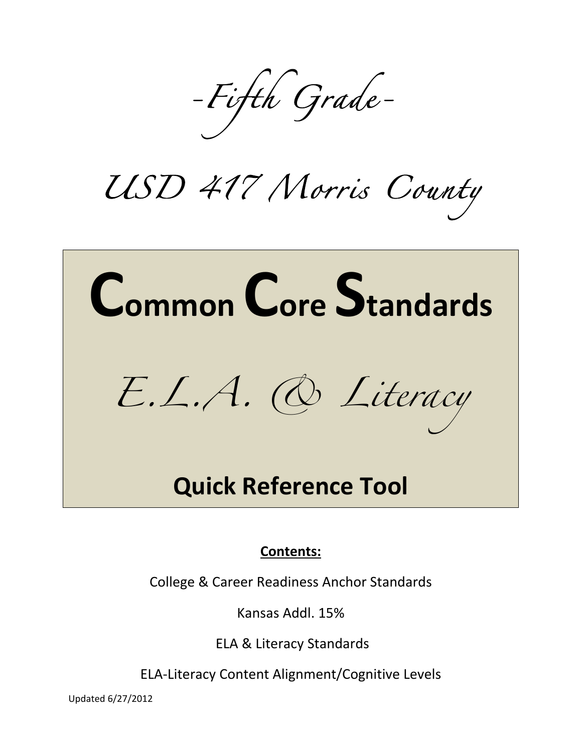*-Fifth Grade-*

*USD 417 Morris County*

# Common Core Standards

*E.L.A. & Literacy*

## Quick Reference Tool

**Contents:**

College & Career Readiness Anchor Standards

Kansas Addl. 15%

ELA & Literacy Standards

ELA-Literacy Content Alignment/Cognitive Levels

Updated 6/27/2012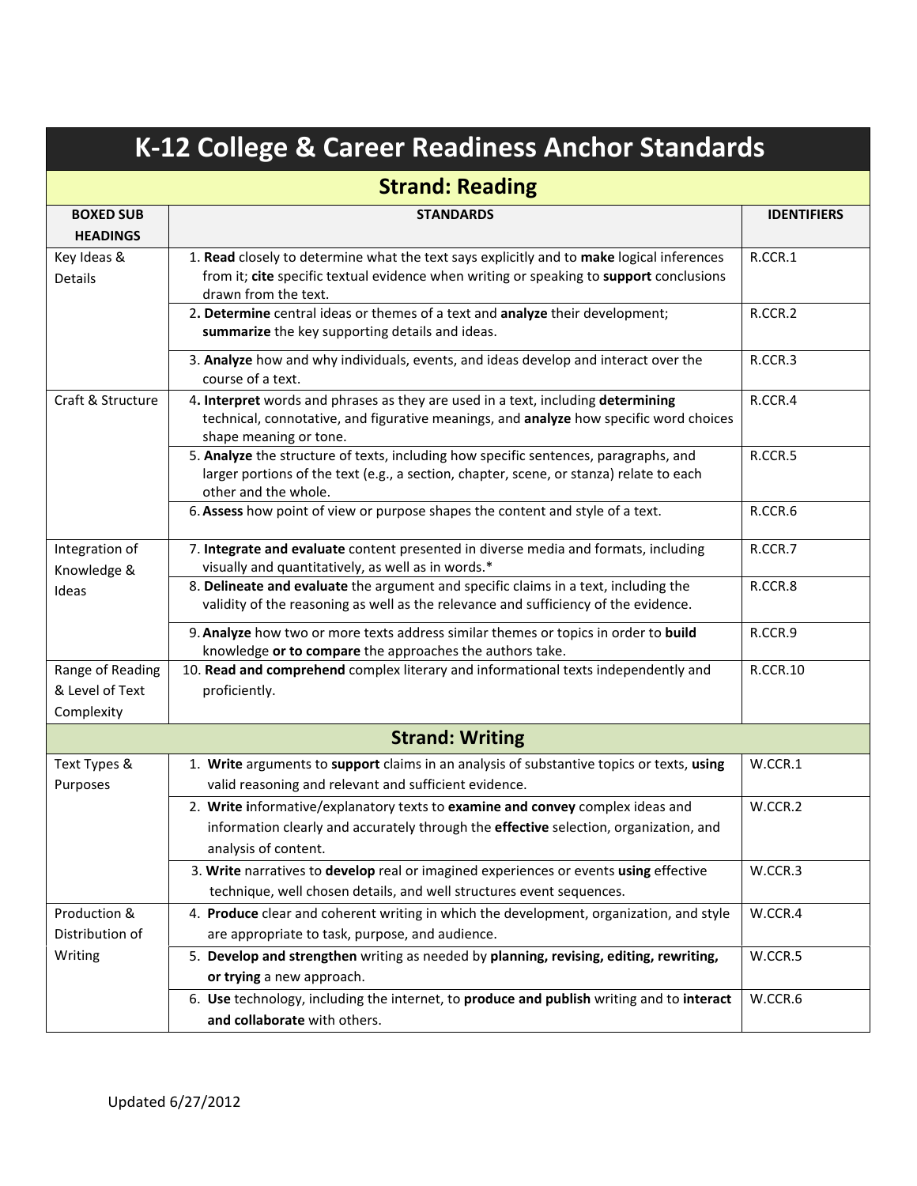# K-12 College & Career Readiness Anchor Standards

## Strand: Reading

| BOXED SUB HEADINGS | STANDARDS | IDENTIFIERS |
|---|---|---|
| Key Ideas & Details | 1. **Read** closely to determine what the text says explicitly and to **make** logical inferences from it; **cite** specific textual evidence when writing or speaking to **support** conclusions drawn from the text. | R.CCR.1 |
| | 2**. Determine** central ideas or themes of a text and **analyze** their development; **summarize** the key supporting details and ideas. | R.CCR.2 |
| | 3. **Analyze** how and why individuals, events, and ideas develop and interact over the course of a text. | R.CCR.3 |
| Craft & Structure | 4**. Interpret** words and phrases as they are used in a text, including **determining** technical, connotative, and figurative meanings, and **analyze** how specific word choices shape meaning or tone. | R.CCR.4 |
| | 5. **Analyze** the structure of texts, including how specific sentences, paragraphs, and larger portions of the text (e.g., a section, chapter, scene, or stanza) relate to each other and the whole. | R.CCR.5 |
| | 6. **Assess** how point of view or purpose shapes the content and style of a text. | R.CCR.6 |
| Integration of Knowledge & Ideas | 7. **Integrate and evaluate** content presented in diverse media and formats, including visually and quantitatively, as well as in words.* | R.CCR.7 |
| | 8. **Delineate and evaluate** the argument and specific claims in a text, including the validity of the reasoning as well as the relevance and sufficiency of the evidence. | R.CCR.8 |
| | 9. **Analyze** how two or more texts address similar themes or topics in order to **build** knowledge **or to compare** the approaches the authors take. | R.CCR.9 |
| Range of Reading & Level of Text Complexity | 10. **Read and comprehend** complex literary and informational texts independently and proficiently. | R.CCR.10 |

## Strand: Writing

| BOXED SUB HEADINGS | STANDARDS | IDENTIFIERS |
|---|---|---|
| Text Types & Purposes | 1. **Write** arguments to **support** claims in an analysis of substantive topics or texts, **using** valid reasoning and relevant and sufficient evidence. | W.CCR.1 |
| | 2. **Write i**nformative/explanatory texts to **examine and convey** complex ideas and information clearly and accurately through the **effective** selection, organization, and analysis of content. | W.CCR.2 |
| | 3. **Write** narratives to **develop** real or imagined experiences or events **using** effective technique, well chosen details, and well structures event sequences. | W.CCR.3 |
| Production & Distribution of Writing | 4. **Produce** clear and coherent writing in which the development, organization, and style are appropriate to task, purpose, and audience. | W.CCR.4 |
| | 5. **Develop and strengthen** writing as needed by **planning, revising, editing, rewriting, or trying** a new approach. | W.CCR.5 |
| | 6. **Use** technology, including the internet, to **produce and publish** writing and to **interact and collaborate** with others. | W.CCR.6 |

Updated 6/27/2012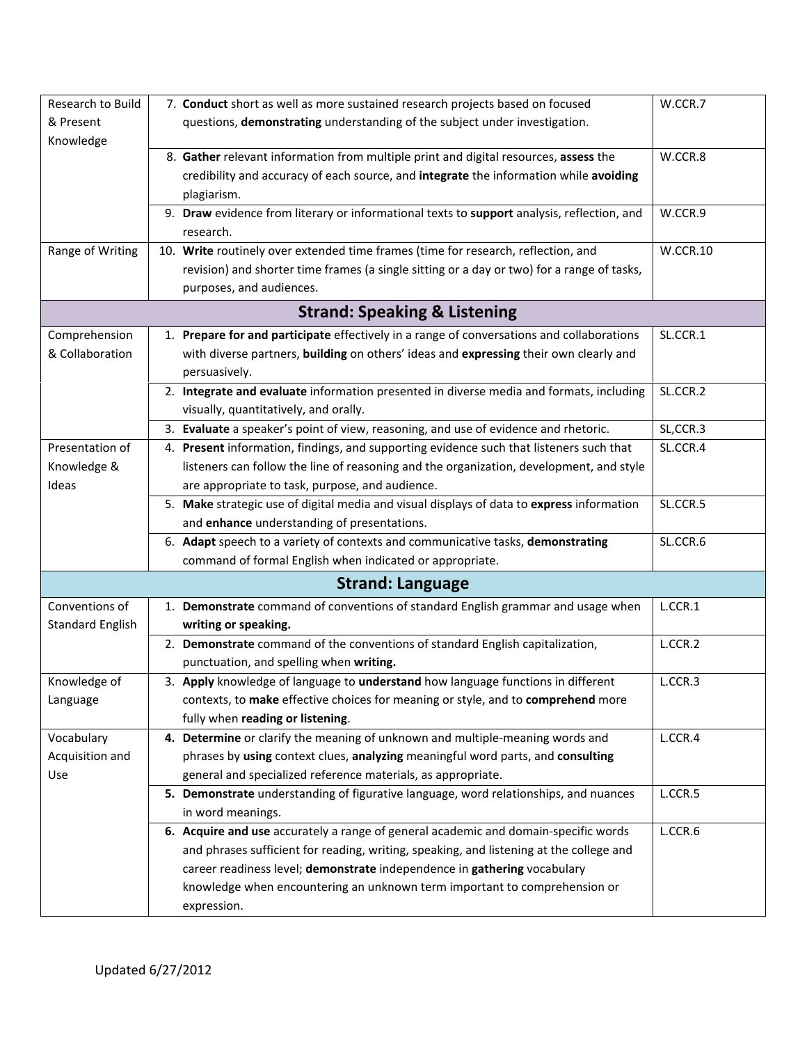| | | |
|---|---|---|
| Research to Build & Present Knowledge | 7. **Conduct** short as well as more sustained research projects based on focused questions, **demonstrating** understanding of the subject under investigation. | W.CCR.7 |
| | 8. **Gather** relevant information from multiple print and digital resources, **assess** the credibility and accuracy of each source, and **integrate** the information while **avoiding** plagiarism. | W.CCR.8 |
| | 9. **Draw** evidence from literary or informational texts to **support** analysis, reflection, and research. | W.CCR.9 |
| Range of Writing | 10. **Write** routinely over extended time frames (time for research, reflection, and revision) and shorter time frames (a single sitting or a day or two) for a range of tasks, purposes, and audiences. | W.CCR.10 |
| **Strand: Speaking & Listening** | | |
| Comprehension & Collaboration | 1. **Prepare for and participate** effectively in a range of conversations and collaborations with diverse partners, **building** on others' ideas and **expressing** their own clearly and persuasively. | SL.CCR.1 |
| | 2. **Integrate and evaluate** information presented in diverse media and formats, including visually, quantitatively, and orally. | SL.CCR.2 |
| | 3. **Evaluate** a speaker's point of view, reasoning, and use of evidence and rhetoric. | SL,CCR.3 |
| Presentation of Knowledge & Ideas | 4. **Present** information, findings, and supporting evidence such that listeners such that listeners can follow the line of reasoning and the organization, development, and style are appropriate to task, purpose, and audience. | SL.CCR.4 |
| | 5. **Make** strategic use of digital media and visual displays of data to **express** information and **enhance** understanding of presentations. | SL.CCR.5 |
| | 6. **Adapt** speech to a variety of contexts and communicative tasks, **demonstrating** command of formal English when indicated or appropriate. | SL.CCR.6 |
| **Strand: Language** | | |
| Conventions of Standard English | 1. **Demonstrate** command of conventions of standard English grammar and usage when **writing or speaking.** | L.CCR.1 |
| | 2. **Demonstrate** command of the conventions of standard English capitalization, punctuation, and spelling when **writing.** | L.CCR.2 |
| Knowledge of Language | 3. **Apply** knowledge of language to **understand** how language functions in different contexts, to **make** effective choices for meaning or style, and to **comprehend** more fully when **reading or listening**. | L.CCR.3 |
| Vocabulary Acquisition and Use | **4.** **Determine** or clarify the meaning of unknown and multiple-meaning words and phrases by **using** context clues, **analyzing** meaningful word parts, and **consulting** general and specialized reference materials, as appropriate. | L.CCR.4 |
| | **5.** **Demonstrate** understanding of figurative language, word relationships, and nuances in word meanings. | L.CCR.5 |
| | **6.** **Acquire and use** accurately a range of general academic and domain-specific words and phrases sufficient for reading, writing, speaking, and listening at the college and career readiness level; **demonstrate** independence in **gathering** vocabulary knowledge when encountering an unknown term important to comprehension or expression. | L.CCR.6 |

Updated 6/27/2012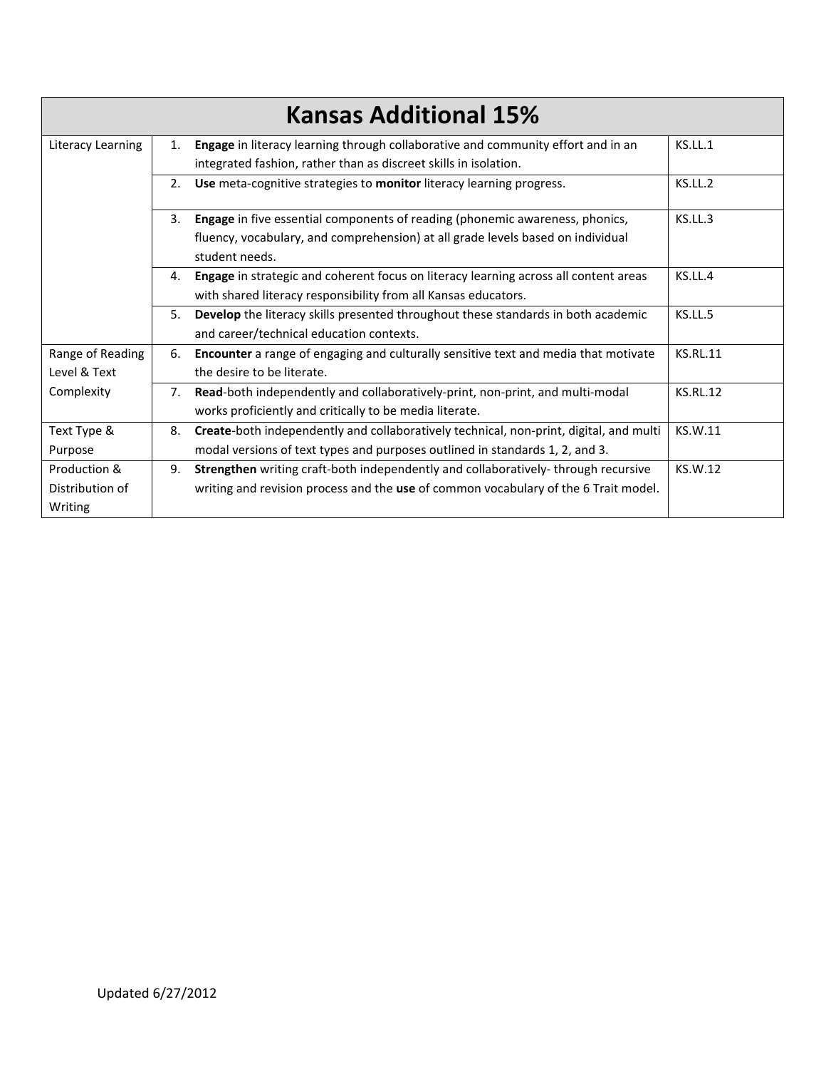# Kansas Additional 15%

| Category | Standard | Code |
|---|---|---|
| Literacy Learning | 1. **Engage** in literacy learning through collaborative and community effort and in an integrated fashion, rather than as discreet skills in isolation. | KS.LL.1 |
| | 2. **Use** meta-cognitive strategies to **monitor** literacy learning progress. | KS.LL.2 |
| | 3. **Engage** in five essential components of reading (phonemic awareness, phonics, fluency, vocabulary, and comprehension) at all grade levels based on individual student needs. | KS.LL.3 |
| | 4. **Engage** in strategic and coherent focus on literacy learning across all content areas with shared literacy responsibility from all Kansas educators. | KS.LL.4 |
| | 5. **Develop** the literacy skills presented throughout these standards in both academic and career/technical education contexts. | KS.LL.5 |
| Range of Reading Level & Text Complexity | 6. **Encounter** a range of engaging and culturally sensitive text and media that motivate the desire to be literate. | KS.RL.11 |
| | 7. **Read**-both independently and collaboratively-print, non-print, and multi-modal works proficiently and critically to be media literate. | KS.RL.12 |
| Text Type & Purpose | 8. **Create**-both independently and collaboratively technical, non-print, digital, and multi modal versions of text types and purposes outlined in standards 1, 2, and 3. | KS.W.11 |
| Production & Distribution of Writing | 9. **Strengthen** writing craft-both independently and collaboratively- through recursive writing and revision process and the **use** of common vocabulary of the 6 Trait model. | KS.W.12 |

Updated 6/27/2012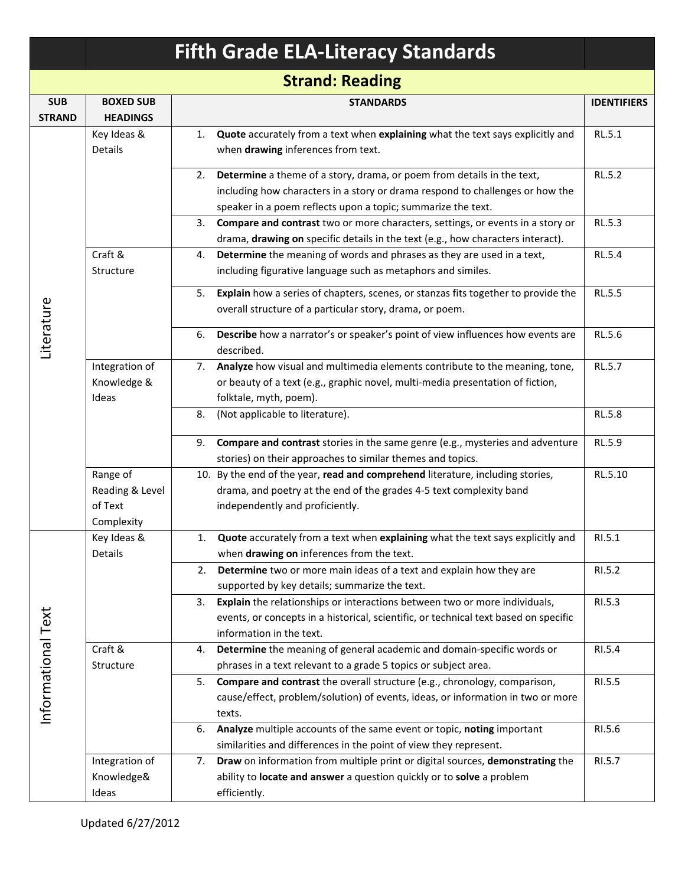# Fifth Grade ELA-Literacy Standards

## Strand: Reading

| SUB STRAND | BOXED SUB HEADINGS | STANDARDS | IDENTIFIERS |
|---|---|---|---|
| Literature | Key Ideas & Details | 1. **Quote** accurately from a text when **explaining** what the text says explicitly and when **drawing** inferences from text. | RL.5.1 |
| | | 2. **Determine** a theme of a story, drama, or poem from details in the text, including how characters in a story or drama respond to challenges or how the speaker in a poem reflects upon a topic; summarize the text. | RL.5.2 |
| | | 3. **Compare and contrast** two or more characters, settings, or events in a story or drama, **drawing on** specific details in the text (e.g., how characters interact). | RL.5.3 |
| | Craft & Structure | 4. **Determine** the meaning of words and phrases as they are used in a text, including figurative language such as metaphors and similes. | RL.5.4 |
| | | 5. **Explain** how a series of chapters, scenes, or stanzas fits together to provide the overall structure of a particular story, drama, or poem. | RL.5.5 |
| | | 6. **Describe** how a narrator's or speaker's point of view influences how events are described. | RL.5.6 |
| | Integration of Knowledge & Ideas | 7. **Analyze** how visual and multimedia elements contribute to the meaning, tone, or beauty of a text (e.g., graphic novel, multi-media presentation of fiction, folktale, myth, poem). | RL.5.7 |
| | | 8. (Not applicable to literature). | RL.5.8 |
| | | 9. **Compare and contrast** stories in the same genre (e.g., mysteries and adventure stories) on their approaches to similar themes and topics. | RL.5.9 |
| | Range of Reading & Level of Text Complexity | 10. By the end of the year, **read and comprehend** literature, including stories, drama, and poetry at the end of the grades 4-5 text complexity band independently and proficiently. | RL.5.10 |
| Informational Text | Key Ideas & Details | 1. **Quote** accurately from a text when **explaining** what the text says explicitly and when **drawing on** inferences from the text. | RI.5.1 |
| | | 2. **Determine** two or more main ideas of a text and explain how they are supported by key details; summarize the text. | RI.5.2 |
| | | 3. **Explain** the relationships or interactions between two or more individuals, events, or concepts in a historical, scientific, or technical text based on specific information in the text. | RI.5.3 |
| | Craft & Structure | 4. **Determine** the meaning of general academic and domain-specific words or phrases in a text relevant to a grade 5 topics or subject area. | RI.5.4 |
| | | 5. **Compare and contrast** the overall structure (e.g., chronology, comparison, cause/effect, problem/solution) of events, ideas, or information in two or more texts. | RI.5.5 |
| | | 6. **Analyze** multiple accounts of the same event or topic, **noting** important similarities and differences in the point of view they represent. | RI.5.6 |
| | Integration of Knowledge& Ideas | 7. **Draw** on information from multiple print or digital sources, **demonstrating** the ability to **locate and answer** a question quickly or to **solve** a problem efficiently. | RI.5.7 |

Updated 6/27/2012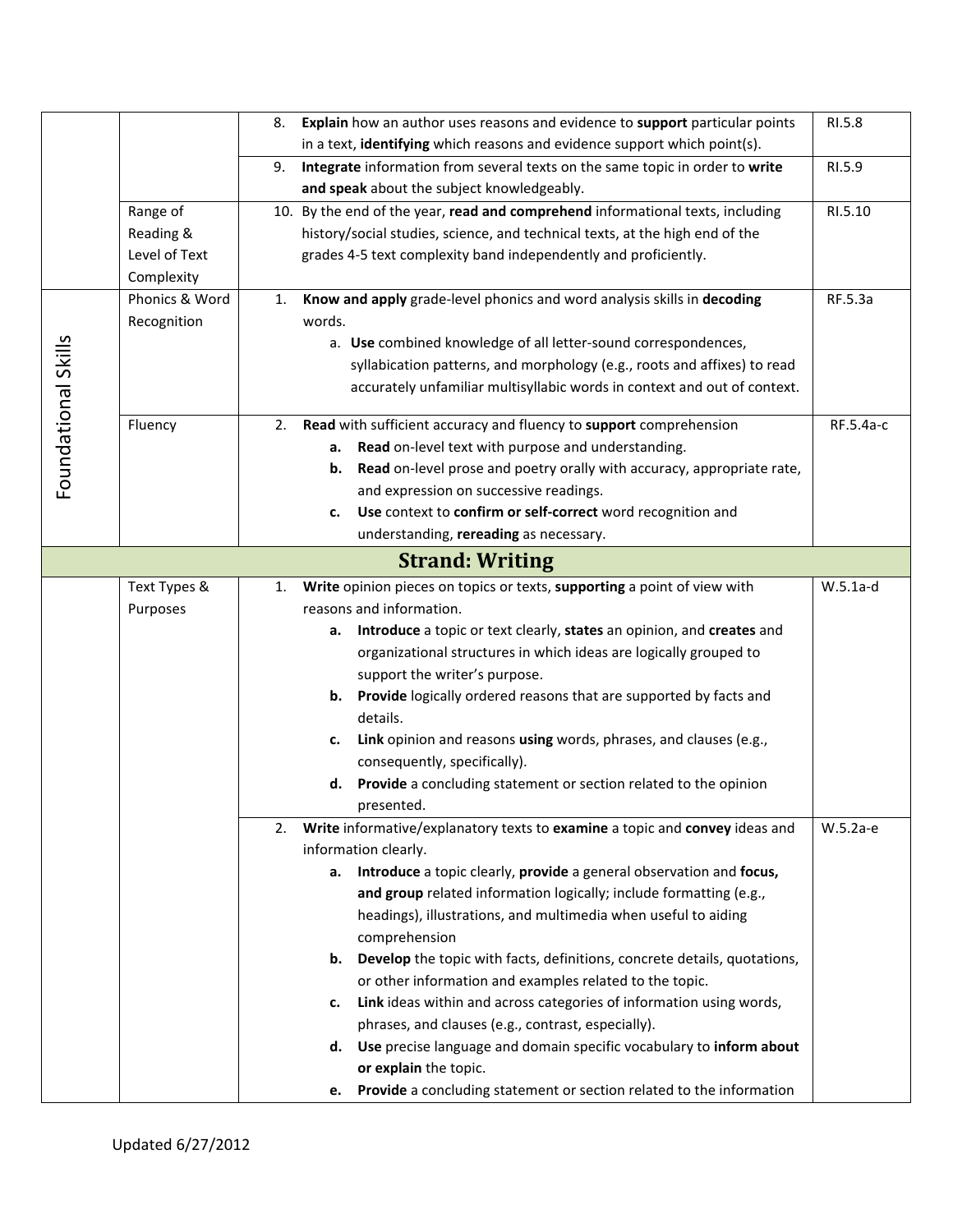| | | | |
|---|---|---|---|
| | | 8. **Explain** how an author uses reasons and evidence to **support** particular points in a text, **identifying** which reasons and evidence support which point(s). | RI.5.8 |
| | | 9. **Integrate** information from several texts on the same topic in order to **write and speak** about the subject knowledgeably. | RI.5.9 |
| | Range of Reading & Level of Text Complexity | 10. By the end of the year, **read and comprehend** informational texts, including history/social studies, science, and technical texts, at the high end of the grades 4-5 text complexity band independently and proficiently. | RI.5.10 |
| Foundational Skills | Phonics & Word Recognition | 1. **Know and apply** grade-level phonics and word analysis skills in **decoding** words.<br>a. **Use** combined knowledge of all letter-sound correspondences, syllabication patterns, and morphology (e.g., roots and affixes) to read accurately unfamiliar multisyllabic words in context and out of context. | RF.5.3a |
| | Fluency | 2. **Read** with sufficient accuracy and fluency to **support** comprehension<br>**a.** **Read** on-level text with purpose and understanding.<br>**b.** **Read** on-level prose and poetry orally with accuracy, appropriate rate, and expression on successive readings.<br>**c.** **Use** context to **confirm or self-correct** word recognition and understanding, **rereading** as necessary. | RF.5.4a-c |
| **Strand: Writing** | | | |
| | Text Types & Purposes | 1. **Write** opinion pieces on topics or texts, **supporting** a point of view with reasons and information.<br>**a.** **Introduce** a topic or text clearly, **states** an opinion, and **creates** and organizational structures in which ideas are logically grouped to support the writer's purpose.<br>**b.** **Provide** logically ordered reasons that are supported by facts and details.<br>**c.** **Link** opinion and reasons **using** words, phrases, and clauses (e.g., consequently, specifically).<br>**d.** **Provide** a concluding statement or section related to the opinion presented. | W.5.1a-d |
| | | 2. **Write** informative/explanatory texts to **examine** a topic and **convey** ideas and information clearly.<br>**a.** **Introduce** a topic clearly, **provide** a general observation and **focus, and group** related information logically; include formatting (e.g., headings), illustrations, and multimedia when useful to aiding comprehension<br>**b.** **Develop** the topic with facts, definitions, concrete details, quotations, or other information and examples related to the topic.<br>**c.** **Link** ideas within and across categories of information using words, phrases, and clauses (e.g., contrast, especially).<br>**d.** **Use** precise language and domain specific vocabulary to **inform about or explain** the topic.<br>**e.** **Provide** a concluding statement or section related to the information | W.5.2a-e |

Updated 6/27/2012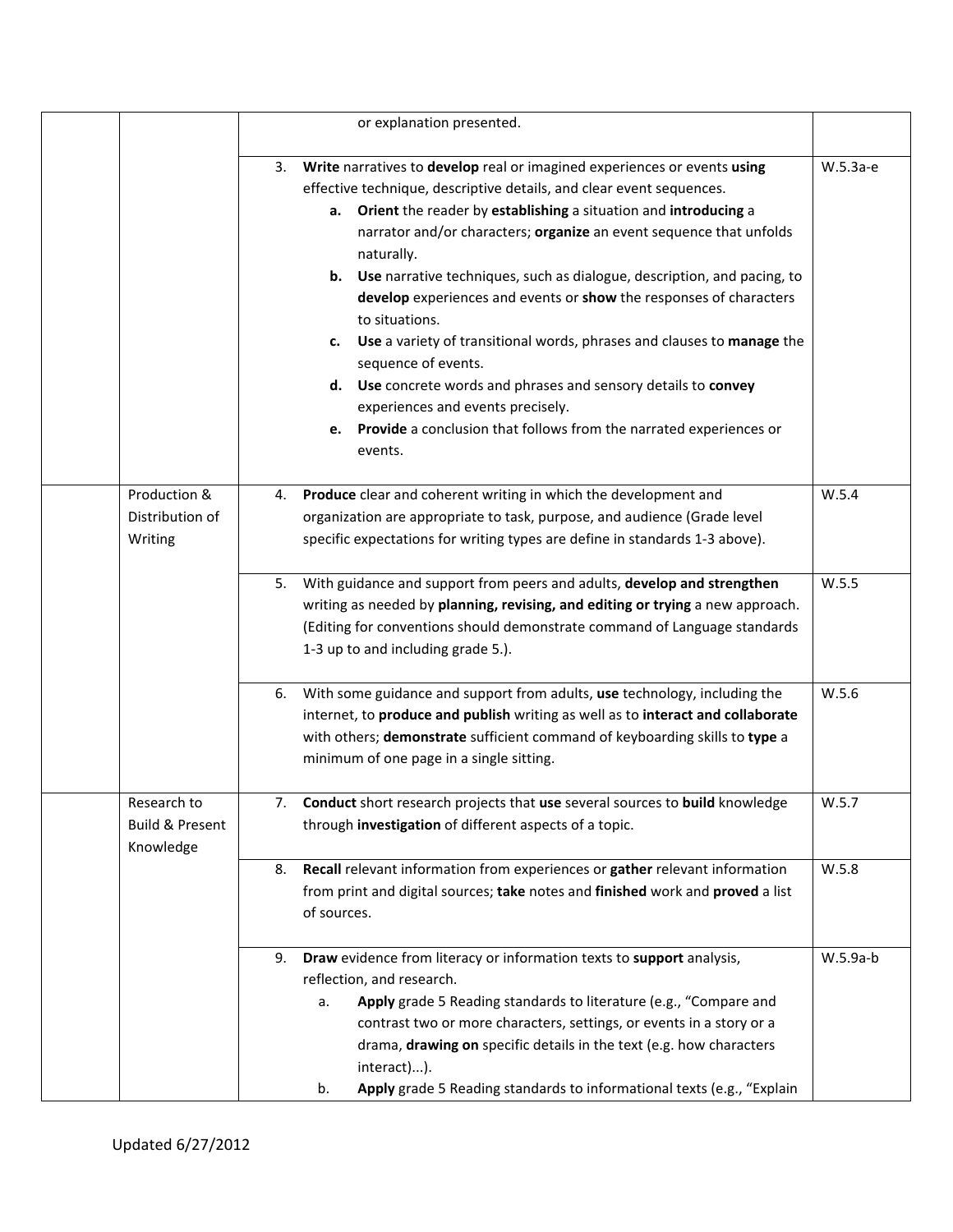| | | | |
|---|---|---|---|
| | | or explanation presented. | |
| | | 3. **Write** narratives to **develop** real or imagined experiences or events **using** effective technique, descriptive details, and clear event sequences.<br>**a. Orient** the reader by **establishing** a situation and **introducing** a narrator and/or characters; **organize** an event sequence that unfolds naturally.<br>**b. Use** narrative techniques, such as dialogue, description, and pacing, to **develop** experiences and events or **show** the responses of characters to situations.<br>**c. Use** a variety of transitional words, phrases and clauses to **manage** the sequence of events.<br>**d. Use** concrete words and phrases and sensory details to **convey** experiences and events precisely.<br>**e. Provide** a conclusion that follows from the narrated experiences or events. | W.5.3a-e |
| | Production & Distribution of Writing | 4. **Produce** clear and coherent writing in which the development and organization are appropriate to task, purpose, and audience (Grade level specific expectations for writing types are define in standards 1-3 above). | W.5.4 |
| | | 5. With guidance and support from peers and adults, **develop and strengthen** writing as needed by **planning, revising, and editing or trying** a new approach. (Editing for conventions should demonstrate command of Language standards 1-3 up to and including grade 5.). | W.5.5 |
| | | 6. With some guidance and support from adults, **use** technology, including the internet, to **produce and publish** writing as well as to **interact and collaborate** with others; **demonstrate** sufficient command of keyboarding skills to **type** a minimum of one page in a single sitting. | W.5.6 |
| | Research to Build & Present Knowledge | 7. **Conduct** short research projects that **use** several sources to **build** knowledge through **investigation** of different aspects of a topic. | W.5.7 |
| | | 8. **Recall** relevant information from experiences or **gather** relevant information from print and digital sources; **take** notes and **finished** work and **proved** a list of sources. | W.5.8 |
| | | 9. **Draw** evidence from literacy or information texts to **support** analysis, reflection, and research.<br>a. **Apply** grade 5 Reading standards to literature (e.g., "Compare and contrast two or more characters, settings, or events in a story or a drama, **drawing on** specific details in the text (e.g. how characters interact)...).<br>b. **Apply** grade 5 Reading standards to informational texts (e.g., "Explain | W.5.9a-b |

Updated 6/27/2012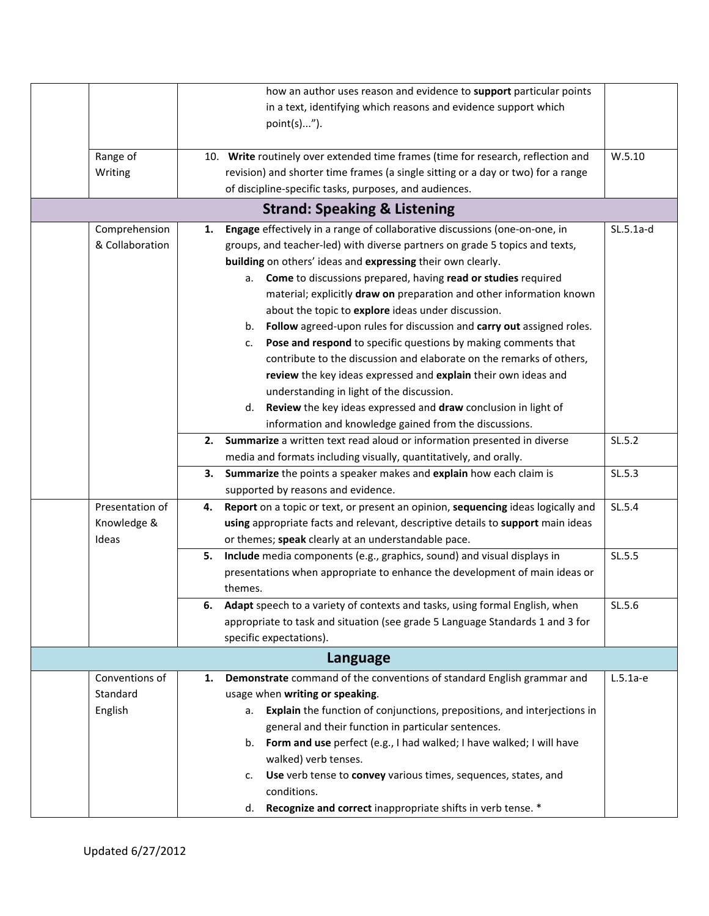| | | | |
|---|---|---|---|
| | | how an author uses reason and evidence to **support** particular points in a text, identifying which reasons and evidence support which point(s)..."). | |
| | Range of Writing | 10. **Write** routinely over extended time frames (time for research, reflection and revision) and shorter time frames (a single sitting or a day or two) for a range of discipline-specific tasks, purposes, and audiences. | W.5.10 |
| **Strand: Speaking & Listening** | | | |
| | Comprehension & Collaboration | **1.** **Engage** effectively in a range of collaborative discussions (one-on-one, in groups, and teacher-led) with diverse partners on grade 5 topics and texts, **building** on others' ideas and **expressing** their own clearly.<br>a. **Come** to discussions prepared, having **read or studies** required material; explicitly **draw on** preparation and other information known about the topic to **explore** ideas under discussion.<br>b. **Follow** agreed-upon rules for discussion and **carry out** assigned roles.<br>c. **Pose and respond** to specific questions by making comments that contribute to the discussion and elaborate on the remarks of others, **review** the key ideas expressed and **explain** their own ideas and understanding in light of the discussion.<br>d. **Review** the key ideas expressed and **draw** conclusion in light of information and knowledge gained from the discussions. | SL.5.1a-d |
| | | **2.** **Summarize** a written text read aloud or information presented in diverse media and formats including visually, quantitatively, and orally. | SL.5.2 |
| | | **3.** **Summarize** the points a speaker makes and **explain** how each claim is supported by reasons and evidence. | SL.5.3 |
| | Presentation of Knowledge & Ideas | **4.** **Report** on a topic or text, or present an opinion, **sequencing** ideas logically and **using** appropriate facts and relevant, descriptive details to **support** main ideas or themes; **speak** clearly at an understandable pace. | SL.5.4 |
| | | **5.** **Include** media components (e.g., graphics, sound) and visual displays in presentations when appropriate to enhance the development of main ideas or themes. | SL.5.5 |
| | | **6.** **Adapt** speech to a variety of contexts and tasks, using formal English, when appropriate to task and situation (see grade 5 Language Standards 1 and 3 for specific expectations). | SL.5.6 |
| **Language** | | | |
| | Conventions of Standard English | **1.** **Demonstrate** command of the conventions of standard English grammar and usage when **writing or speaking**.<br>a. **Explain** the function of conjunctions, prepositions, and interjections in general and their function in particular sentences.<br>b. **Form and use** perfect (e.g., I had walked; I have walked; I will have walked) verb tenses.<br>c. **Use** verb tense to **convey** various times, sequences, states, and conditions.<br>d. **Recognize and correct** inappropriate shifts in verb tense. * | L.5.1a-e |

Updated 6/27/2012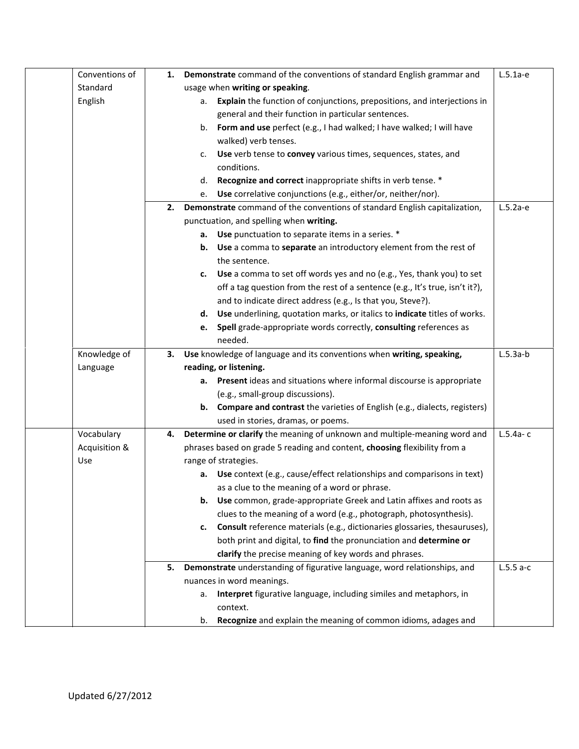| | | | |
|---|---|---|---|
| | Conventions of Standard English | 1. **Demonstrate** command of the conventions of standard English grammar and usage when **writing or speaking**.<br>a. **Explain** the function of conjunctions, prepositions, and interjections in general and their function in particular sentences.<br>b. **Form and use** perfect (e.g., I had walked; I have walked; I will have walked) verb tenses.<br>c. **Use** verb tense to **convey** various times, sequences, states, and conditions.<br>d. **Recognize and correct** inappropriate shifts in verb tense. *<br>e. **Use** correlative conjunctions (e.g., either/or, neither/nor). | L.5.1a-e |
| | | 2. **Demonstrate** command of the conventions of standard English capitalization, punctuation, and spelling when **writing.**<br>**a.** **Use** punctuation to separate items in a series. *<br>**b.** **Use** a comma to **separate** an introductory element from the rest of the sentence.<br>**c.** **Use** a comma to set off words yes and no (e.g., Yes, thank you) to set off a tag question from the rest of a sentence (e.g., It's true, isn't it?), and to indicate direct address (e.g., Is that you, Steve?).<br>**d.** **Use** underlining, quotation marks, or italics to **indicate** titles of works.<br>**e.** **Spell** grade-appropriate words correctly, **consulting** references as needed. | L.5.2a-e |
| | Knowledge of Language | 3. **Use** knowledge of language and its conventions when **writing, speaking, reading, or listening.**<br>**a.** **Present** ideas and situations where informal discourse is appropriate (e.g., small-group discussions).<br>**b.** **Compare and contrast** the varieties of English (e.g., dialects, registers) used in stories, dramas, or poems. | L.5.3a-b |
| | Vocabulary Acquisition & Use | 4. **Determine or clarify** the meaning of unknown and multiple-meaning word and phrases based on grade 5 reading and content, **choosing** flexibility from a range of strategies.<br>**a.** **Use** context (e.g., cause/effect relationships and comparisons in text) as a clue to the meaning of a word or phrase.<br>**b.** **Use** common, grade-appropriate Greek and Latin affixes and roots as clues to the meaning of a word (e.g., photograph, photosynthesis).<br>**c.** **Consult** reference materials (e.g., dictionaries glossaries, thesauruses), both print and digital, to **find** the pronunciation and **determine or clarify** the precise meaning of key words and phrases. | L.5.4a- c |
| | | 5. **Demonstrate** understanding of figurative language, word relationships, and nuances in word meanings.<br>a. **Interpret** figurative language, including similes and metaphors, in context.<br>b. **Recognize** and explain the meaning of common idioms, adages and | L.5.5 a-c |

Updated 6/27/2012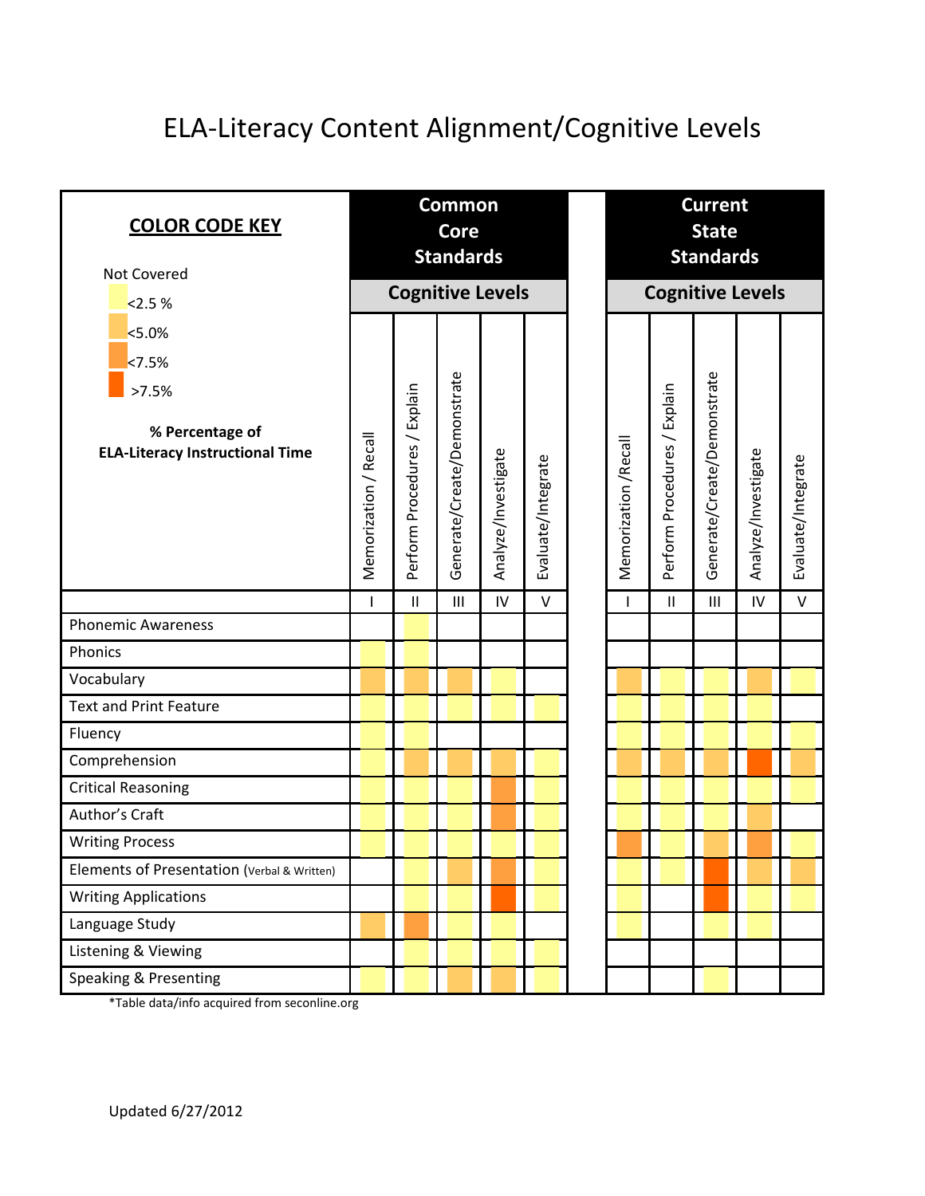# ELA-Literacy Content Alignment/Cognitive Levels

**COLOR CODE KEY**

Not Covered
<2.5 %
<5.0%
<7.5%
>7.5%

**% Percentage of ELA-Literacy Instructional Time**

(Cell values below show the color-code key category shown in each cell; empty cells are Not Covered.)

| | Common Core Standards | | | | | Current State Standards | | | | |
|---|---|---|---|---|---|---|---|---|---|---|
| | Cognitive Levels | | | | | Cognitive Levels | | | | |
| | Memorization / Recall | Perform Procedures / Explain | Generate/Create/Demonstrate | Analyze/Investigate | Evaluate/Integrate | Memorization /Recall | Perform Procedures / Explain | Generate/Create/Demonstrate | Analyze/Investigate | Evaluate/Integrate |
| | I | II | III | IV | V | I | II | III | IV | V |
| Phonemic Awareness | | <2.5% | | | | | | | | |
| Phonics | <2.5% | <2.5% | | | | | | | | |
| Vocabulary | <5.0% | <5.0% | <5.0% | <2.5% | | <5.0% | <2.5% | <2.5% | <5.0% | <2.5% |
| Text and Print Feature | <2.5% | <2.5% | <2.5% | <2.5% | <2.5% | <2.5% | <2.5% | <2.5% | <2.5% | |
| Fluency | <2.5% | <2.5% | | | | <2.5% | <2.5% | <2.5% | <2.5% | <2.5% |
| Comprehension | <2.5% | <5.0% | <5.0% | <5.0% | <2.5% | <5.0% | <5.0% | <5.0% | >7.5% | <5.0% |
| Critical Reasoning | <2.5% | <2.5% | <2.5% | <7.5% | <2.5% | <2.5% | <2.5% | <2.5% | <2.5% | <2.5% |
| Author's Craft | <2.5% | <2.5% | <2.5% | <7.5% | <2.5% | <2.5% | <2.5% | <2.5% | <5.0% | |
| Writing Process | <2.5% | <2.5% | <2.5% | <2.5% | <2.5% | <7.5% | <2.5% | <5.0% | <7.5% | <2.5% |
| Elements of Presentation (Verbal & Written) | | <2.5% | <5.0% | <7.5% | <2.5% | <2.5% | <2.5% | >7.5% | <5.0% | <5.0% |
| Writing Applications | | <2.5% | <2.5% | >7.5% | <2.5% | <2.5% | | >7.5% | <2.5% | <2.5% |
| Language Study | <5.0% | <7.5% | <2.5% | <2.5% | | <2.5% | | <2.5% | <2.5% | |
| Listening & Viewing | | <2.5% | <2.5% | <2.5% | <2.5% | | | | | |
| Speaking & Presenting | <2.5% | <2.5% | <5.0% | <5.0% | <2.5% | | | <2.5% | | |

*Table data/info acquired from seconline.org

Updated 6/27/2012